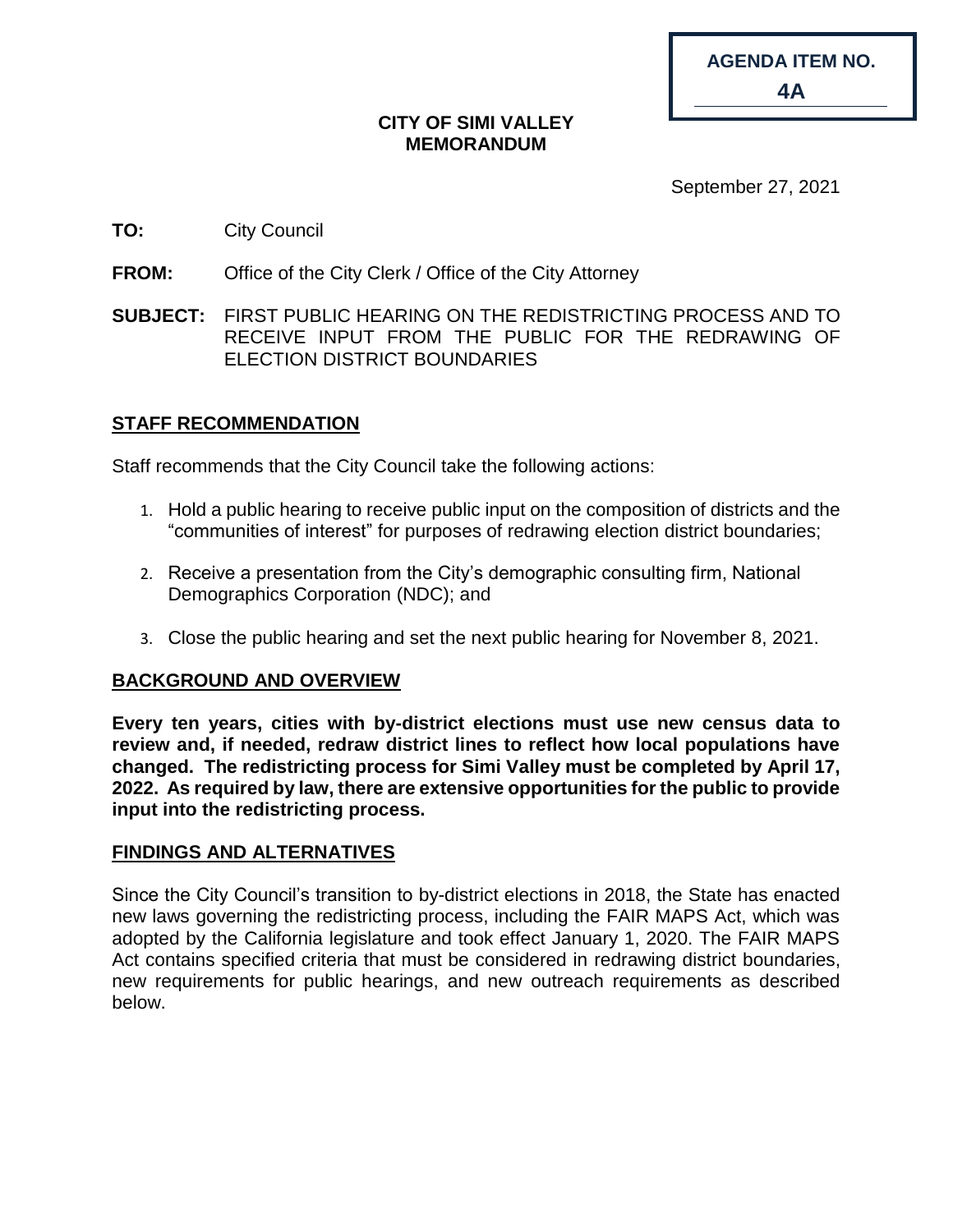**AGENDA ITEM NO.**

**4A**

**CITY OF SIMI VALLEY**
**MEMORANDUM**

September 27, 2021

**TO:** City Council

**FROM:** Office of the City Clerk / Office of the City Attorney

**SUBJECT:** FIRST PUBLIC HEARING ON THE REDISTRICTING PROCESS AND TO RECEIVE INPUT FROM THE PUBLIC FOR THE REDRAWING OF ELECTION DISTRICT BOUNDARIES

## STAFF RECOMMENDATION

Staff recommends that the City Council take the following actions:

1. Hold a public hearing to receive public input on the composition of districts and the "communities of interest" for purposes of redrawing election district boundaries;
2. Receive a presentation from the City's demographic consulting firm, National Demographics Corporation (NDC); and
3. Close the public hearing and set the next public hearing for November 8, 2021.

## BACKGROUND AND OVERVIEW

**Every ten years, cities with by-district elections must use new census data to review and, if needed, redraw district lines to reflect how local populations have changed. The redistricting process for Simi Valley must be completed by April 17, 2022. As required by law, there are extensive opportunities for the public to provide input into the redistricting process.**

## FINDINGS AND ALTERNATIVES

Since the City Council's transition to by-district elections in 2018, the State has enacted new laws governing the redistricting process, including the FAIR MAPS Act, which was adopted by the California legislature and took effect January 1, 2020. The FAIR MAPS Act contains specified criteria that must be considered in redrawing district boundaries, new requirements for public hearings, and new outreach requirements as described below.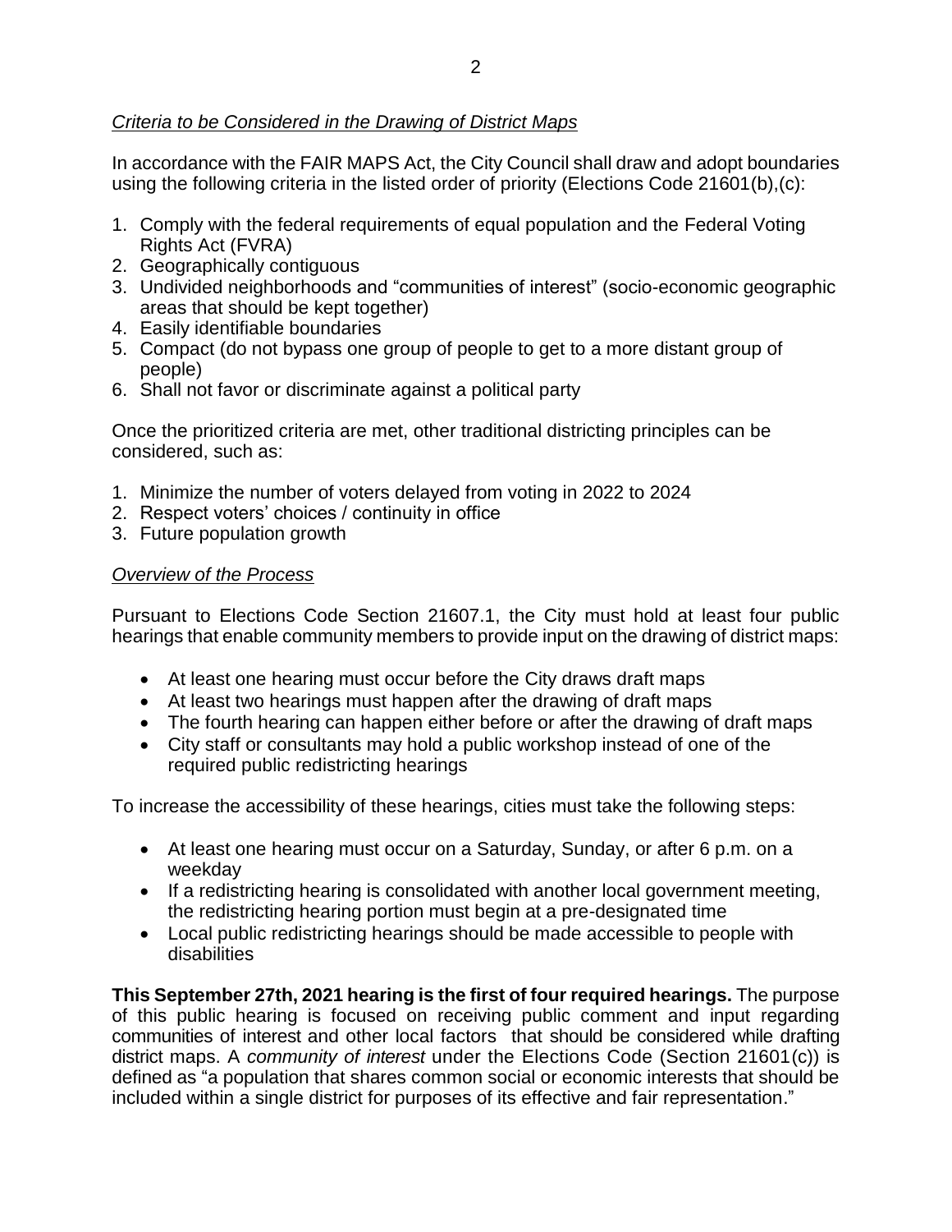*Criteria to be Considered in the Drawing of District Maps*

In accordance with the FAIR MAPS Act, the City Council shall draw and adopt boundaries using the following criteria in the listed order of priority (Elections Code 21601(b),(c):

1. Comply with the federal requirements of equal population and the Federal Voting Rights Act (FVRA)
2. Geographically contiguous
3. Undivided neighborhoods and "communities of interest" (socio-economic geographic areas that should be kept together)
4. Easily identifiable boundaries
5. Compact (do not bypass one group of people to get to a more distant group of people)
6. Shall not favor or discriminate against a political party

Once the prioritized criteria are met, other traditional districting principles can be considered, such as:

1. Minimize the number of voters delayed from voting in 2022 to 2024
2. Respect voters' choices / continuity in office
3. Future population growth

*Overview of the Process*

Pursuant to Elections Code Section 21607.1, the City must hold at least four public hearings that enable community members to provide input on the drawing of district maps:

- At least one hearing must occur before the City draws draft maps
- At least two hearings must happen after the drawing of draft maps
- The fourth hearing can happen either before or after the drawing of draft maps
- City staff or consultants may hold a public workshop instead of one of the required public redistricting hearings

To increase the accessibility of these hearings, cities must take the following steps:

- At least one hearing must occur on a Saturday, Sunday, or after 6 p.m. on a weekday
- If a redistricting hearing is consolidated with another local government meeting, the redistricting hearing portion must begin at a pre-designated time
- Local public redistricting hearings should be made accessible to people with disabilities

**This September 27th, 2021 hearing is the first of four required hearings.** The purpose of this public hearing is focused on receiving public comment and input regarding communities of interest and other local factors that should be considered while drafting district maps. A *community of interest* under the Elections Code (Section 21601(c)) is defined as "a population that shares common social or economic interests that should be included within a single district for purposes of its effective and fair representation."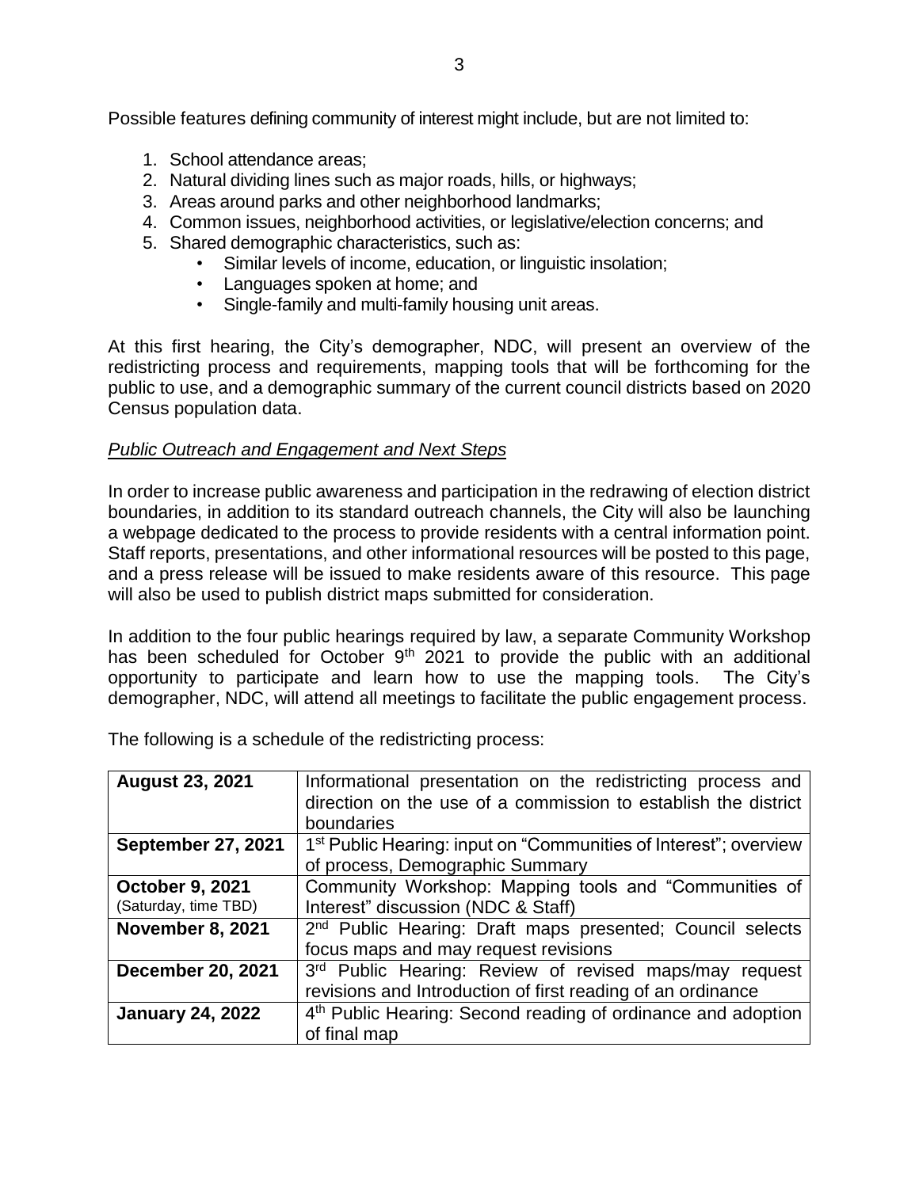Possible features defining community of interest might include, but are not limited to:

1. School attendance areas;
2. Natural dividing lines such as major roads, hills, or highways;
3. Areas around parks and other neighborhood landmarks;
4. Common issues, neighborhood activities, or legislative/election concerns; and
5. Shared demographic characteristics, such as:
   - Similar levels of income, education, or linguistic insolation;
   - Languages spoken at home; and
   - Single-family and multi-family housing unit areas.

At this first hearing, the City's demographer, NDC, will present an overview of the redistricting process and requirements, mapping tools that will be forthcoming for the public to use, and a demographic summary of the current council districts based on 2020 Census population data.

*Public Outreach and Engagement and Next Steps*

In order to increase public awareness and participation in the redrawing of election district boundaries, in addition to its standard outreach channels, the City will also be launching a webpage dedicated to the process to provide residents with a central information point. Staff reports, presentations, and other informational resources will be posted to this page, and a press release will be issued to make residents aware of this resource. This page will also be used to publish district maps submitted for consideration.

In addition to the four public hearings required by law, a separate Community Workshop has been scheduled for October 9th 2021 to provide the public with an additional opportunity to participate and learn how to use the mapping tools. The City's demographer, NDC, will attend all meetings to facilitate the public engagement process.

The following is a schedule of the redistricting process:

| | |
|---|---|
| **August 23, 2021** | Informational presentation on the redistricting process and direction on the use of a commission to establish the district boundaries |
| **September 27, 2021** | 1st Public Hearing: input on "Communities of Interest"; overview of process, Demographic Summary |
| **October 9, 2021** (Saturday, time TBD) | Community Workshop: Mapping tools and "Communities of Interest" discussion (NDC & Staff) |
| **November 8, 2021** | 2nd Public Hearing: Draft maps presented; Council selects focus maps and may request revisions |
| **December 20, 2021** | 3rd Public Hearing: Review of revised maps/may request revisions and Introduction of first reading of an ordinance |
| **January 24, 2022** | 4th Public Hearing: Second reading of ordinance and adoption of final map |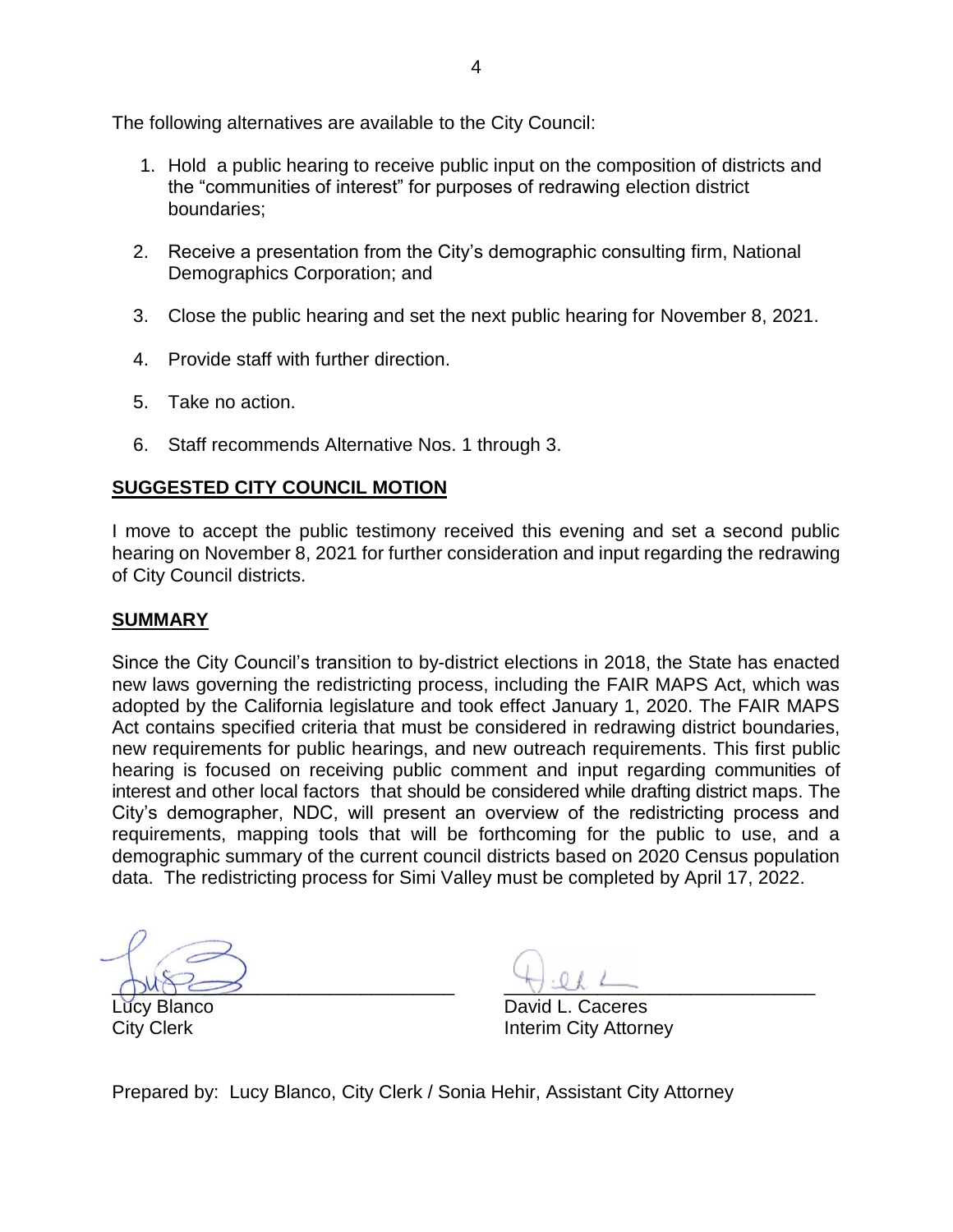The following alternatives are available to the City Council:

1. Hold a public hearing to receive public input on the composition of districts and the "communities of interest" for purposes of redrawing election district boundaries;
2. Receive a presentation from the City's demographic consulting firm, National Demographics Corporation; and
3. Close the public hearing and set the next public hearing for November 8, 2021.
4. Provide staff with further direction.
5. Take no action.
6. Staff recommends Alternative Nos. 1 through 3.

## SUGGESTED CITY COUNCIL MOTION

I move to accept the public testimony received this evening and set a second public hearing on November 8, 2021 for further consideration and input regarding the redrawing of City Council districts.

## SUMMARY

Since the City Council's transition to by-district elections in 2018, the State has enacted new laws governing the redistricting process, including the FAIR MAPS Act, which was adopted by the California legislature and took effect January 1, 2020. The FAIR MAPS Act contains specified criteria that must be considered in redrawing district boundaries, new requirements for public hearings, and new outreach requirements. This first public hearing is focused on receiving public comment and input regarding communities of interest and other local factors that should be considered while drafting district maps. The City's demographer, NDC, will present an overview of the redistricting process and requirements, mapping tools that will be forthcoming for the public to use, and a demographic summary of the current council districts based on 2020 Census population data. The redistricting process for Simi Valley must be completed by April 17, 2022.

Lucy Blanco
City Clerk

David L. Caceres
Interim City Attorney

Prepared by: Lucy Blanco, City Clerk / Sonia Hehir, Assistant City Attorney